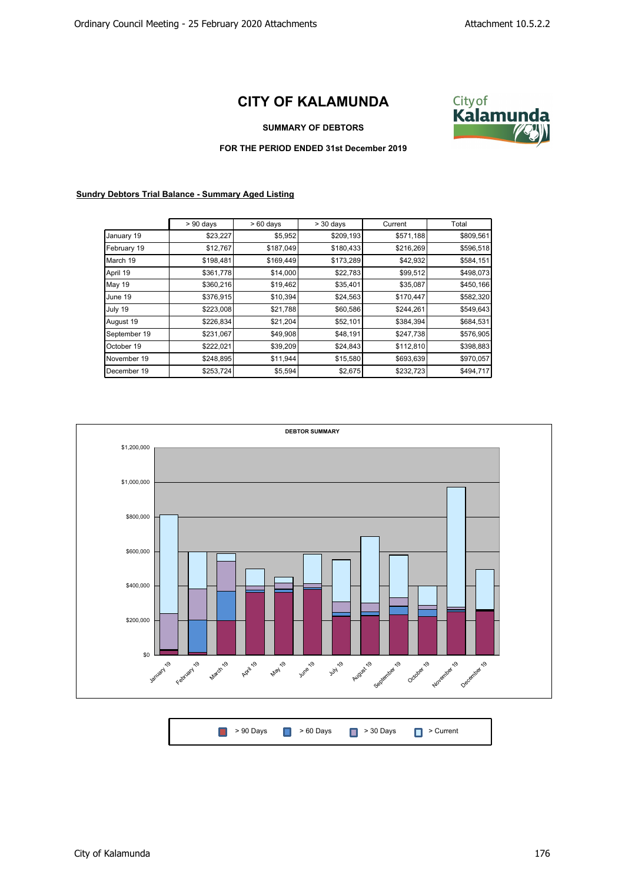# CITY OF KALAMUNDA

**SUMMARY OF DEBTORS**

**FOR THE PERIOD ENDED 31st December 2019**

**Sundry Debtors Trial Balance - Summary Aged Listing**

| | > 90 days | > 60 days | > 30 days | Current | Total |
|---|---|---|---|---|---|
| January 19 | $23,227 | $5,952 | $209,193 | $571,188 | $809,561 |
| February 19 | $12,767 | $187,049 | $180,433 | $216,269 | $596,518 |
| March 19 | $198,481 | $169,449 | $173,289 | $42,932 | $584,151 |
| April 19 | $361,778 | $14,000 | $22,783 | $99,512 | $498,073 |
| May 19 | $360,216 | $19,462 | $35,401 | $35,087 | $450,166 |
| June 19 | $376,915 | $10,394 | $24,563 | $170,447 | $582,320 |
| July 19 | $223,008 | $21,788 | $60,586 | $244,261 | $549,643 |
| August 19 | $226,834 | $21,204 | $52,101 | $384,394 | $684,531 |
| September 19 | $231,067 | $49,908 | $48,191 | $247,738 | $576,905 |
| October 19 | $222,021 | $39,209 | $24,843 | $112,810 | $398,883 |
| November 19 | $248,895 | $11,944 | $15,580 | $693,639 | $970,057 |
| December 19 | $253,724 | $5,594 | $2,675 | $232,723 | $494,717 |

**DEBTOR SUMMARY**

> 90 Days | > 60 Days | > 30 Days | > Current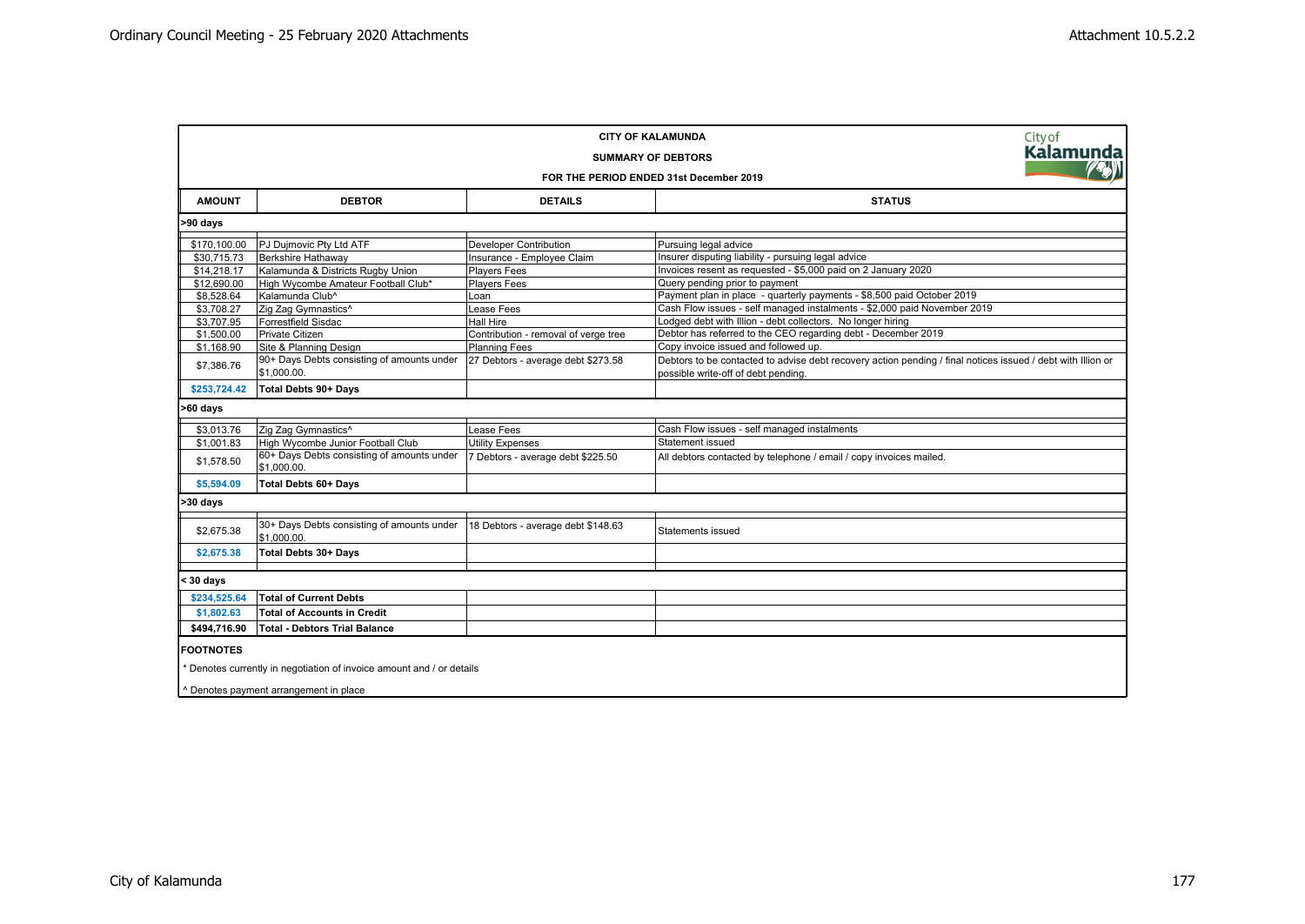**CITY OF KALAMUNDA**

**SUMMARY OF DEBTORS**

**FOR THE PERIOD ENDED 31st December 2019**

| AMOUNT | DEBTOR | DETAILS | STATUS |
|---|---|---|---|
| **>90 days** | | | |
| $170,100.00 | PJ Dujmovic Pty Ltd ATF | Developer Contribution | Pursuing legal advice |
| $30,715.73 | Berkshire Hathaway | Insurance - Employee Claim | Insurer disputing liability - pursuing legal advice |
| $14,218.17 | Kalamunda & Districts Rugby Union | Players Fees | Invoices resent as requested - $5,000 paid on 2 January 2020 |
| $12,690.00 | High Wycombe Amateur Football Club* | Players Fees | Query pending prior to payment |
| $8,528.64 | Kalamunda Club^ | Loan | Payment plan in place - quarterly payments - $8,500 paid October 2019 |
| $3,708.27 | Zig Zag Gymnastics^ | Lease Fees | Cash Flow issues - self managed instalments - $2,000 paid November 2019 |
| $3,707.95 | Forrestfield Sisdac | Hall Hire | Lodged debt with Illion - debt collectors. No longer hiring |
| $1,500.00 | Private Citizen | Contribution - removal of verge tree | Debtor has referred to the CEO regarding debt - December 2019 |
| $1,168.90 | Site & Planning Design | Planning Fees | Copy invoice issued and followed up. |
| $7,386.76 | 90+ Days Debts consisting of amounts under $1,000.00. | 27 Debtors - average debt $273.58 | Debtors to be contacted to advise debt recovery action pending / final notices issued / debt with Illion or possible write-off of debt pending. |
| **$253,724.42** | **Total Debts 90+ Days** | | |
| **>60 days** | | | |
| $3,013.76 | Zig Zag Gymnastics^ | Lease Fees | Cash Flow issues - self managed instalments |
| $1,001.83 | High Wycombe Junior Football Club | Utility Expenses | Statement issued |
| $1,578.50 | 60+ Days Debts consisting of amounts under $1,000.00. | 7 Debtors - average debt $225.50 | All debtors contacted by telephone / email / copy invoices mailed. |
| **$5,594.09** | **Total Debts 60+ Days** | | |
| **>30 days** | | | |
| $2,675.38 | 30+ Days Debts consisting of amounts under $1,000.00. | 18 Debtors - average debt $148.63 | Statements issued |
| **$2,675.38** | **Total Debts 30+ Days** | | |
| **< 30 days** | | | |
| **$234,525.64** | **Total of Current Debts** | | |
| **$1,802.63** | **Total of Accounts in Credit** | | |
| **$494,716.90** | **Total - Debtors Trial Balance** | | |

**FOOTNOTES**

* Denotes currently in negotiation of invoice amount and / or details

^ Denotes payment arrangement in place